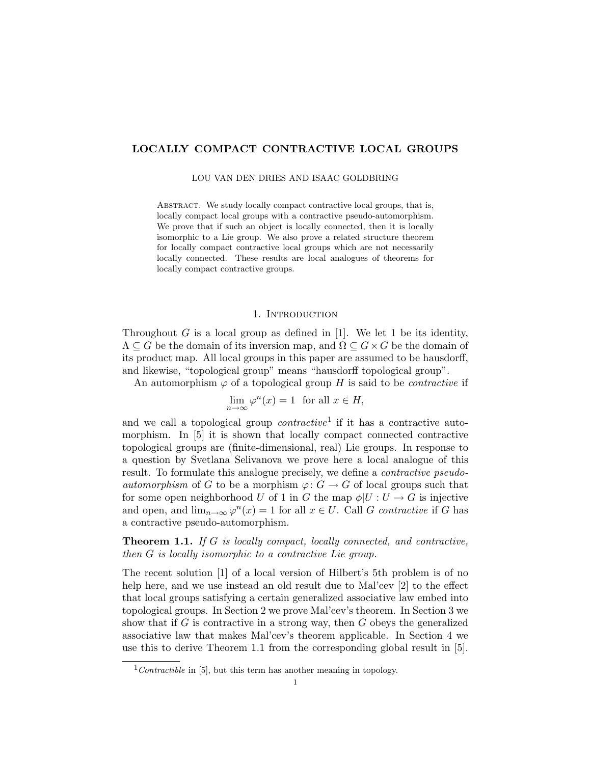# LOCALLY COMPACT CONTRACTIVE LOCAL GROUPS

LOU VAN DEN DRIES AND ISAAC GOLDBRING

Abstract. We study locally compact contractive local groups, that is, locally compact local groups with a contractive pseudo-automorphism. We prove that if such an object is locally connected, then it is locally isomorphic to a Lie group. We also prove a related structure theorem for locally compact contractive local groups which are not necessarily locally connected. These results are local analogues of theorems for locally compact contractive groups.

## 1. Introduction

Throughout $G$ is a local group as defined in [1]. We let 1 be its identity, $\Lambda \subseteq G$ be the domain of its inversion map, and $\Omega \subseteq G \times G$ be the domain of its product map. All local groups in this paper are assumed to be hausdorff, and likewise, "topological group" means "hausdorff topological group".

An automorphism $\varphi$ of a topological group $H$ is said to be *contractive* if

$$\lim_{n\to\infty} \varphi^n(x) = 1 \text{ for all } x \in H,$$

and we call a topological group *contractive*[1] if it has a contractive automorphism. In [5] it is shown that locally compact connected contractive topological groups are (finite-dimensional, real) Lie groups. In response to a question by Svetlana Selivanova we prove here a local analogue of this result. To formulate this analogue precisely, we define a *contractive pseudo-automorphism* of $G$ to be a morphism $\varphi\colon G \to G$ of local groups such that for some open neighborhood $U$ of 1 in $G$ the map $\phi|U : U \to G$ is injective and open, and $\lim_{n\to\infty} \varphi^n(x) = 1$ for all $x \in U$. Call $G$ *contractive* if $G$ has a contractive pseudo-automorphism.

**Theorem 1.1.** *If $G$ is locally compact, locally connected, and contractive, then $G$ is locally isomorphic to a contractive Lie group.*

The recent solution [1] of a local version of Hilbert's 5th problem is of no help here, and we use instead an old result due to Mal'cev [2] to the effect that local groups satisfying a certain generalized associative law embed into topological groups. In Section 2 we prove Mal'cev's theorem. In Section 3 we show that if $G$ is contractive in a strong way, then $G$ obeys the generalized associative law that makes Mal'cev's theorem applicable. In Section 4 we use this to derive Theorem 1.1 from the corresponding global result in [5].

[1] *Contractible* in [5], but this term has another meaning in topology.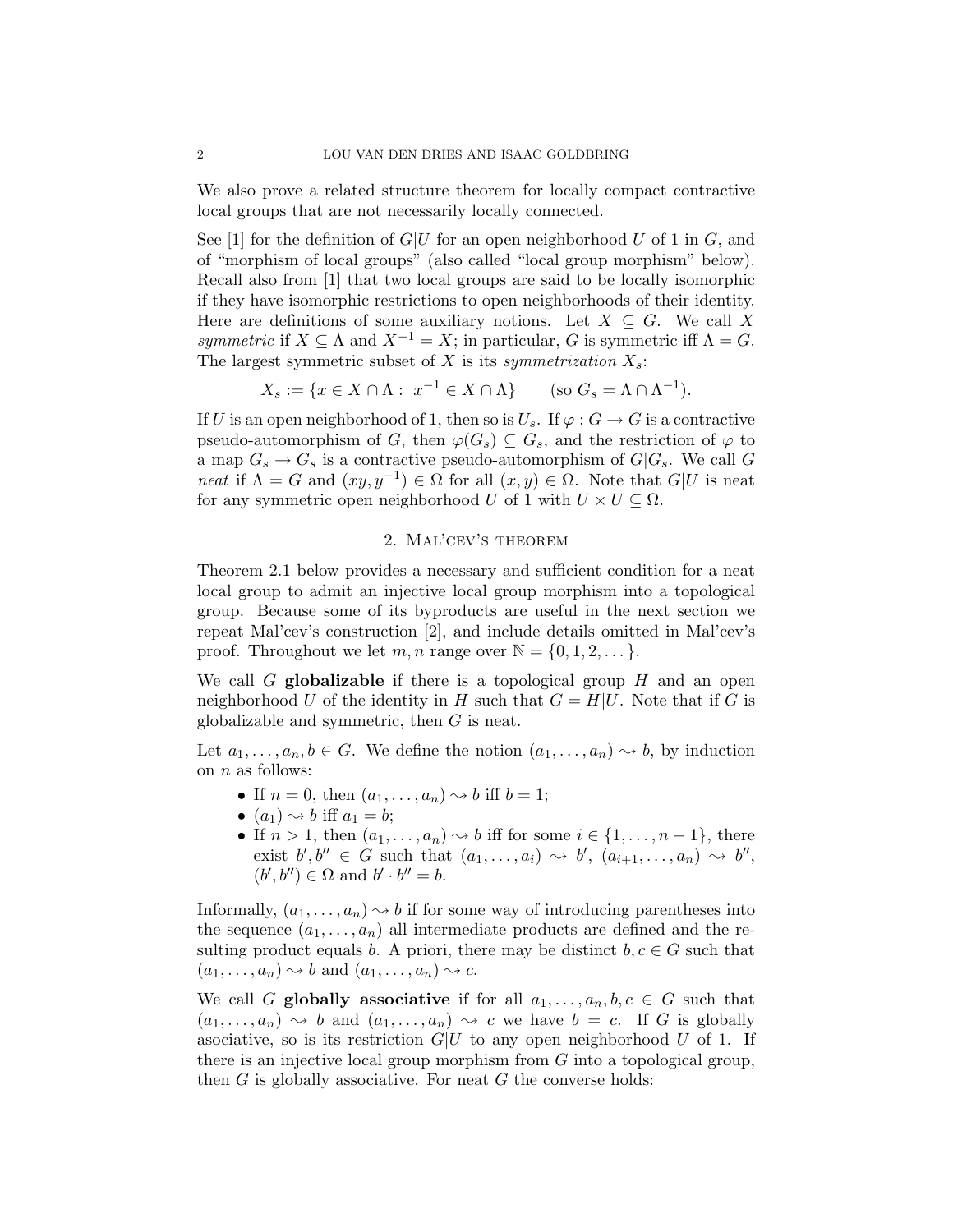We also prove a related structure theorem for locally compact contractive local groups that are not necessarily locally connected.

See [1] for the definition of $G|U$ for an open neighborhood $U$ of 1 in $G$, and of "morphism of local groups" (also called "local group morphism" below). Recall also from [1] that two local groups are said to be locally isomorphic if they have isomorphic restrictions to open neighborhoods of their identity. Here are definitions of some auxiliary notions. Let $X \subseteq G$. We call $X$ *symmetric* if $X \subseteq \Lambda$ and $X^{-1} = X$; in particular, $G$ is symmetric iff $\Lambda = G$. The largest symmetric subset of $X$ is its *symmetrization* $X_s$:

$$X_s := \{x \in X \cap \Lambda : \ x^{-1} \in X \cap \Lambda\} \qquad (\text{so } G_s = \Lambda \cap \Lambda^{-1}).$$

If $U$ is an open neighborhood of 1, then so is $U_s$. If $\varphi : G \to G$ is a contractive pseudo-automorphism of $G$, then $\varphi(G_s) \subseteq G_s$, and the restriction of $\varphi$ to a map $G_s \to G_s$ is a contractive pseudo-automorphism of $G|G_s$. We call $G$ *neat* if $\Lambda = G$ and $(xy, y^{-1}) \in \Omega$ for all $(x, y) \in \Omega$. Note that $G|U$ is neat for any symmetric open neighborhood $U$ of 1 with $U \times U \subseteq \Omega$.

## 2. Mal'cev's theorem

Theorem 2.1 below provides a necessary and sufficient condition for a neat local group to admit an injective local group morphism into a topological group. Because some of its byproducts are useful in the next section we repeat Mal'cev's construction [2], and include details omitted in Mal'cev's proof. Throughout we let $m, n$ range over $\mathbb{N} = \{0, 1, 2, \dots\}$.

We call $G$ **globalizable** if there is a topological group $H$ and an open neighborhood $U$ of the identity in $H$ such that $G = H|U$. Note that if $G$ is globalizable and symmetric, then $G$ is neat.

Let $a_1, \dots, a_n, b \in G$. We define the notion $(a_1, \dots, a_n) \rightsquigarrow b$, by induction on $n$ as follows:

- If $n = 0$, then $(a_1, \dots, a_n) \rightsquigarrow b$ iff $b = 1$;
- $(a_1) \rightsquigarrow b$ iff $a_1 = b$;
- If $n > 1$, then $(a_1, \dots, a_n) \rightsquigarrow b$ iff for some $i \in \{1, \dots, n-1\}$, there exist $b', b'' \in G$ such that $(a_1, \dots, a_i) \rightsquigarrow b'$, $(a_{i+1}, \dots, a_n) \rightsquigarrow b''$, $(b', b'') \in \Omega$ and $b' \cdot b'' = b$.

Informally, $(a_1, \dots, a_n) \rightsquigarrow b$ if for some way of introducing parentheses into the sequence $(a_1, \dots, a_n)$ all intermediate products are defined and the resulting product equals $b$. A priori, there may be distinct $b, c \in G$ such that $(a_1, \dots, a_n) \rightsquigarrow b$ and $(a_1, \dots, a_n) \rightsquigarrow c$.

We call $G$ **globally associative** if for all $a_1, \dots, a_n, b, c \in G$ such that $(a_1, \dots, a_n) \rightsquigarrow b$ and $(a_1, \dots, a_n) \rightsquigarrow c$ we have $b = c$. If $G$ is globally asociative, so is its restriction $G|U$ to any open neighborhood $U$ of 1. If there is an injective local group morphism from $G$ into a topological group, then $G$ is globally associative. For neat $G$ the converse holds: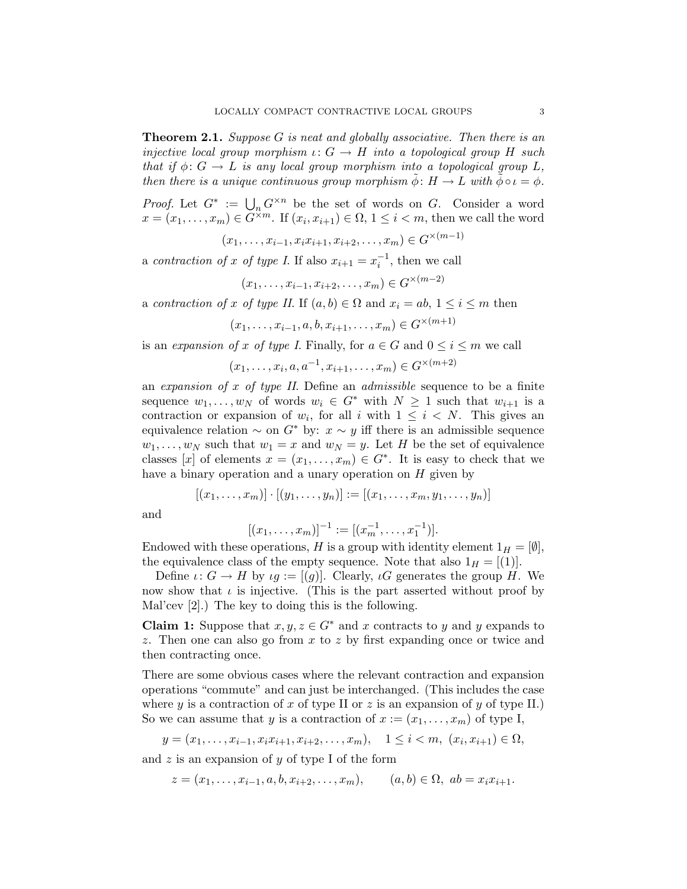**Theorem 2.1.** *Suppose $G$ is neat and globally associative. Then there is an injective local group morphism $\iota\colon G \to H$ into a topological group $H$ such that if $\phi\colon G \to L$ is any local group morphism into a topological group $L$, then there is a unique continuous group morphism $\tilde{\phi}\colon H \to L$ with $\tilde{\phi} \circ \iota = \phi$.*

*Proof.* Let $G^* := \bigcup_n G^{\times n}$ be the set of words on $G$. Consider a word $x = (x_1, \ldots, x_m) \in G^{\times m}$. If $(x_i, x_{i+1}) \in \Omega$, $1 \le i < m$, then we call the word

$$(x_1, \ldots, x_{i-1}, x_i x_{i+1}, x_{i+2}, \ldots, x_m) \in G^{\times(m-1)}$$

a *contraction of $x$ of type I.* If also $x_{i+1} = x_i^{-1}$, then we call

$$(x_1, \ldots, x_{i-1}, x_{i+2}, \ldots, x_m) \in G^{\times(m-2)}$$

a *contraction of $x$ of type II.* If $(a, b) \in \Omega$ and $x_i = ab$, $1 \le i \le m$ then

$$(x_1, \ldots, x_{i-1}, a, b, x_{i+1}, \ldots, x_m) \in G^{\times(m+1)}$$

is an *expansion of $x$ of type I.* Finally, for $a \in G$ and $0 \le i \le m$ we call

$$(x_1, \ldots, x_i, a, a^{-1}, x_{i+1}, \ldots, x_m) \in G^{\times(m+2)}$$

an *expansion of $x$ of type II.* Define an *admissible* sequence to be a finite sequence $w_1, \ldots, w_N$ of words $w_i \in G^*$ with $N \ge 1$ such that $w_{i+1}$ is a contraction or expansion of $w_i$, for all $i$ with $1 \le i < N$. This gives an equivalence relation $\sim$ on $G^*$ by: $x \sim y$ iff there is an admissible sequence $w_1, \ldots, w_N$ such that $w_1 = x$ and $w_N = y$. Let $H$ be the set of equivalence classes $[x]$ of elements $x = (x_1, \ldots, x_m) \in G^*$. It is easy to check that we have a binary operation and a unary operation on $H$ given by

$$[(x_1, \ldots, x_m)] \cdot [(y_1, \ldots, y_n)] := [(x_1, \ldots, x_m, y_1, \ldots, y_n)]$$

and

$$[(x_1, \ldots, x_m)]^{-1} := [(x_m^{-1}, \ldots, x_1^{-1})].$$

Endowed with these operations, $H$ is a group with identity element $1_H = [\emptyset]$, the equivalence class of the empty sequence. Note that also $1_H = [(1)]$.

Define $\iota\colon G \to H$ by $\iota g := [(g)]$. Clearly, $\iota G$ generates the group $H$. We now show that $\iota$ is injective. (This is the part asserted without proof by Mal'cev [2].) The key to doing this is the following.

**Claim 1:** Suppose that $x, y, z \in G^*$ and $x$ contracts to $y$ and $y$ expands to $z$. Then one can also go from $x$ to $z$ by first expanding once or twice and then contracting once.

There are some obvious cases where the relevant contraction and expansion operations "commute" and can just be interchanged. (This includes the case where $y$ is a contraction of $x$ of type II or $z$ is an expansion of $y$ of type II.) So we can assume that $y$ is a contraction of $x := (x_1, \ldots, x_m)$ of type I,

$$y = (x_1, \ldots, x_{i-1}, x_i x_{i+1}, x_{i+2}, \ldots, x_m), \quad 1 \le i < m,\ (x_i, x_{i+1}) \in \Omega,$$

and $z$ is an expansion of $y$ of type I of the form

$$z = (x_1, \ldots, x_{i-1}, a, b, x_{i+2}, \ldots, x_m), \qquad (a, b) \in \Omega,\ ab = x_i x_{i+1}.$$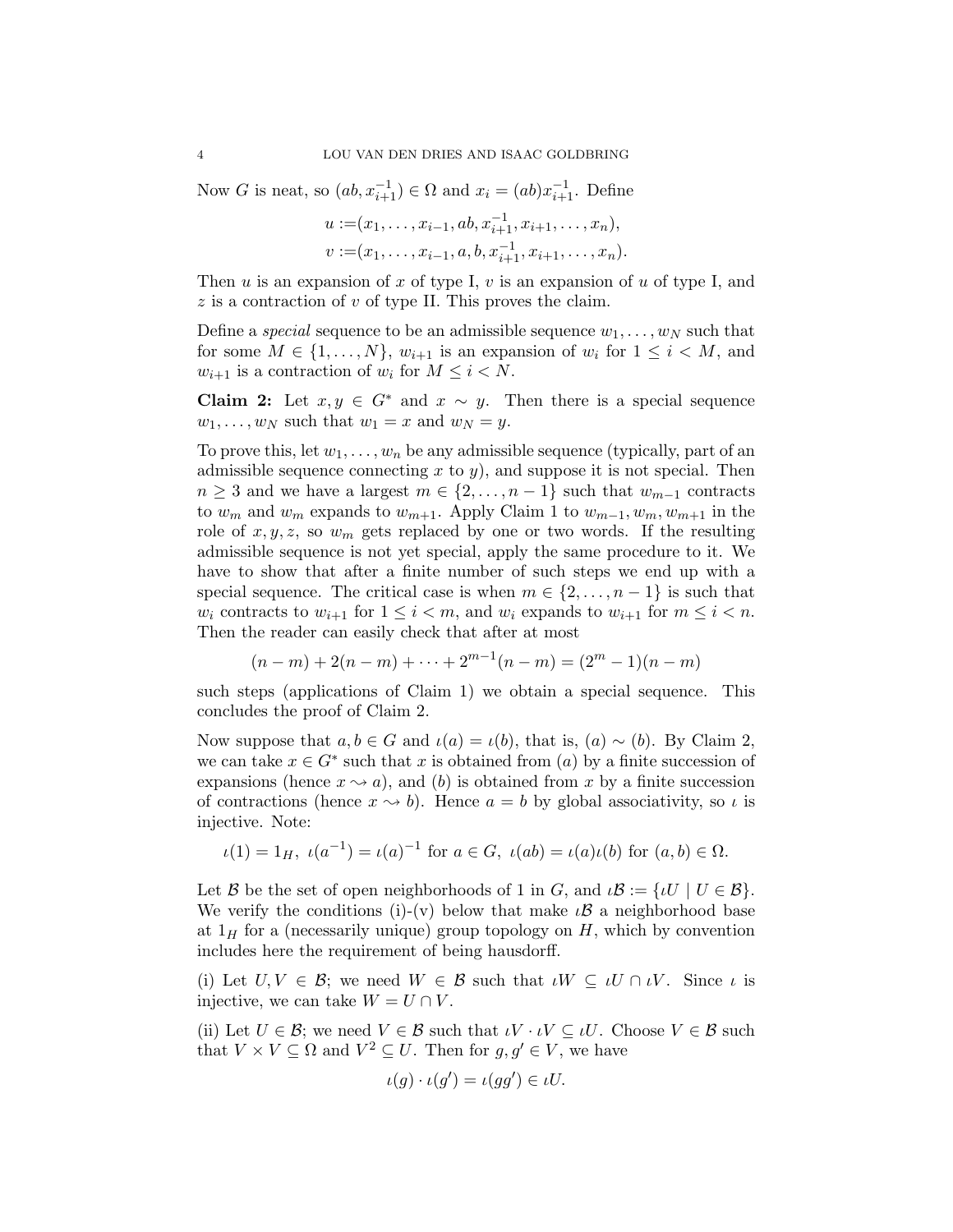Now $G$ is neat, so $(ab, x_{i+1}^{-1}) \in \Omega$ and $x_i = (ab)x_{i+1}^{-1}$. Define

$$u := (x_1, \ldots, x_{i-1}, ab, x_{i+1}^{-1}, x_{i+1}, \ldots, x_n),$$
$$v := (x_1, \ldots, x_{i-1}, a, b, x_{i+1}^{-1}, x_{i+1}, \ldots, x_n).$$

Then $u$ is an expansion of $x$ of type I, $v$ is an expansion of $u$ of type I, and $z$ is a contraction of $v$ of type II. This proves the claim.

Define a *special* sequence to be an admissible sequence $w_1, \ldots, w_N$ such that for some $M \in \{1, \ldots, N\}$, $w_{i+1}$ is an expansion of $w_i$ for $1 \le i < M$, and $w_{i+1}$ is a contraction of $w_i$ for $M \le i < N$.

**Claim 2:** Let $x, y \in G^*$ and $x \sim y$. Then there is a special sequence $w_1, \ldots, w_N$ such that $w_1 = x$ and $w_N = y$.

To prove this, let $w_1, \ldots, w_n$ be any admissible sequence (typically, part of an admissible sequence connecting $x$ to $y$), and suppose it is not special. Then $n \ge 3$ and we have a largest $m \in \{2, \ldots, n-1\}$ such that $w_{m-1}$ contracts to $w_m$ and $w_m$ expands to $w_{m+1}$. Apply Claim 1 to $w_{m-1}, w_m, w_{m+1}$ in the role of $x, y, z$, so $w_m$ gets replaced by one or two words. If the resulting admissible sequence is not yet special, apply the same procedure to it. We have to show that after a finite number of such steps we end up with a special sequence. The critical case is when $m \in \{2, \ldots, n-1\}$ is such that $w_i$ contracts to $w_{i+1}$ for $1 \le i < m$, and $w_i$ expands to $w_{i+1}$ for $m \le i < n$. Then the reader can easily check that after at most

$$(n-m) + 2(n-m) + \cdots + 2^{m-1}(n-m) = (2^m - 1)(n-m)$$

such steps (applications of Claim 1) we obtain a special sequence. This concludes the proof of Claim 2.

Now suppose that $a, b \in G$ and $\iota(a) = \iota(b)$, that is, $(a) \sim (b)$. By Claim 2, we can take $x \in G^*$ such that $x$ is obtained from $(a)$ by a finite succession of expansions (hence $x \rightsquigarrow a$), and $(b)$ is obtained from $x$ by a finite succession of contractions (hence $x \rightsquigarrow b$). Hence $a = b$ by global associativity, so $\iota$ is injective. Note:

$$\iota(1) = 1_H, \ \iota(a^{-1}) = \iota(a)^{-1} \text{ for } a \in G, \ \iota(ab) = \iota(a)\iota(b) \text{ for } (a,b) \in \Omega.$$

Let $\mathcal{B}$ be the set of open neighborhoods of 1 in $G$, and $\iota\mathcal{B} := \{\iota U \mid U \in \mathcal{B}\}$. We verify the conditions (i)-(v) below that make $\iota\mathcal{B}$ a neighborhood base at $1_H$ for a (necessarily unique) group topology on $H$, which by convention includes here the requirement of being hausdorff.

(i) Let $U, V \in \mathcal{B}$; we need $W \in \mathcal{B}$ such that $\iota W \subseteq \iota U \cap \iota V$. Since $\iota$ is injective, we can take $W = U \cap V$.

(ii) Let $U \in \mathcal{B}$; we need $V \in \mathcal{B}$ such that $\iota V \cdot \iota V \subseteq \iota U$. Choose $V \in \mathcal{B}$ such that $V \times V \subseteq \Omega$ and $V^2 \subseteq U$. Then for $g, g' \in V$, we have

$$\iota(g) \cdot \iota(g') = \iota(gg') \in \iota U.$$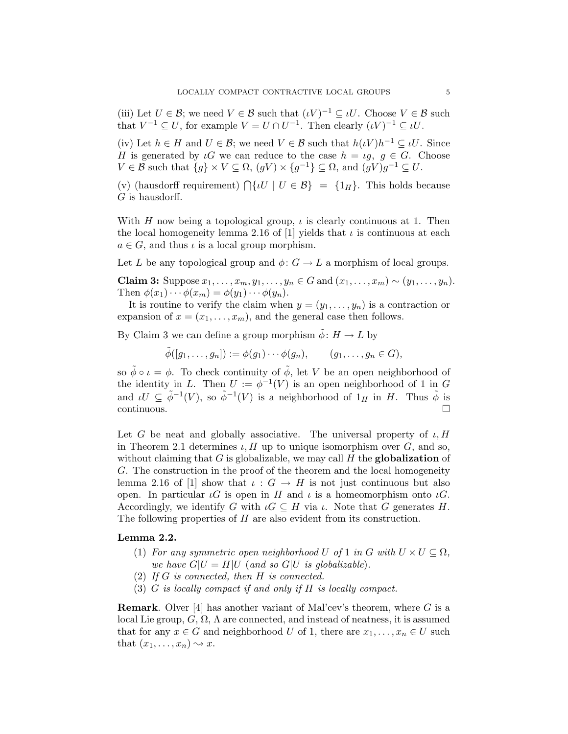(iii) Let $U \in \mathcal{B}$; we need $V \in \mathcal{B}$ such that $(\iota V)^{-1} \subseteq \iota U$. Choose $V \in \mathcal{B}$ such that $V^{-1} \subseteq U$, for example $V = U \cap U^{-1}$. Then clearly $(\iota V)^{-1} \subseteq \iota U$.

(iv) Let $h \in H$ and $U \in \mathcal{B}$; we need $V \in \mathcal{B}$ such that $h(\iota V)h^{-1} \subseteq \iota U$. Since $H$ is generated by $\iota G$ we can reduce to the case $h = \iota g$, $g \in G$. Choose $V \in \mathcal{B}$ such that $\{g\} \times V \subseteq \Omega$, $(gV) \times \{g^{-1}\} \subseteq \Omega$, and $(gV)g^{-1} \subseteq U$.

(v) (hausdorff requirement) $\bigcap\{\iota U \mid U \in \mathcal{B}\} = \{1_H\}$. This holds because $G$ is hausdorff.

With $H$ now being a topological group, $\iota$ is clearly continuous at 1. Then the local homogeneity lemma 2.16 of [1] yields that $\iota$ is continuous at each $a \in G$, and thus $\iota$ is a local group morphism.

Let $L$ be any topological group and $\phi \colon G \to L$ a morphism of local groups.

**Claim 3:** Suppose $x_1, \ldots, x_m, y_1, \ldots, y_n \in G$ and $(x_1, \ldots, x_m) \sim (y_1, \ldots, y_n)$. Then $\phi(x_1) \cdots \phi(x_m) = \phi(y_1) \cdots \phi(y_n)$.

It is routine to verify the claim when $y = (y_1, \ldots, y_n)$ is a contraction or expansion of $x = (x_1, \ldots, x_m)$, and the general case then follows.

By Claim 3 we can define a group morphism $\tilde{\phi} \colon H \to L$ by

$$\tilde{\phi}([g_1, \ldots, g_n]) := \phi(g_1) \cdots \phi(g_n), \qquad (g_1, \ldots, g_n \in G),$$

so $\tilde{\phi} \circ \iota = \phi$. To check continuity of $\tilde{\phi}$, let $V$ be an open neighborhood of the identity in $L$. Then $U := \phi^{-1}(V)$ is an open neighborhood of 1 in $G$ and $\iota U \subseteq \tilde{\phi}^{-1}(V)$, so $\tilde{\phi}^{-1}(V)$ is a neighborhood of $1_H$ in $H$. Thus $\tilde{\phi}$ is continuous. $\square$

Let $G$ be neat and globally associative. The universal property of $\iota, H$ in Theorem 2.1 determines $\iota, H$ up to unique isomorphism over $G$, and so, without claiming that $G$ is globalizable, we may call $H$ the **globalization** of $G$. The construction in the proof of the theorem and the local homogeneity lemma 2.16 of [1] show that $\iota : G \to H$ is not just continuous but also open. In particular $\iota G$ is open in $H$ and $\iota$ is a homeomorphism onto $\iota G$. Accordingly, we identify $G$ with $\iota G \subseteq H$ via $\iota$. Note that $G$ generates $H$. The following properties of $H$ are also evident from its construction.

**Lemma 2.2.**

1. *For any symmetric open neighborhood $U$ of 1 in $G$ with $U \times U \subseteq \Omega$, we have $G|U = H|U$ (and so $G|U$ is globalizable).*
2. *If $G$ is connected, then $H$ is connected.*
3. *$G$ is locally compact if and only if $H$ is locally compact.*

**Remark**. Olver [4] has another variant of Mal'cev's theorem, where $G$ is a local Lie group, $G, \Omega, \Lambda$ are connected, and instead of neatness, it is assumed that for any $x \in G$ and neighborhood $U$ of 1, there are $x_1, \ldots, x_n \in U$ such that $(x_1, \ldots, x_n) \rightsquigarrow x$.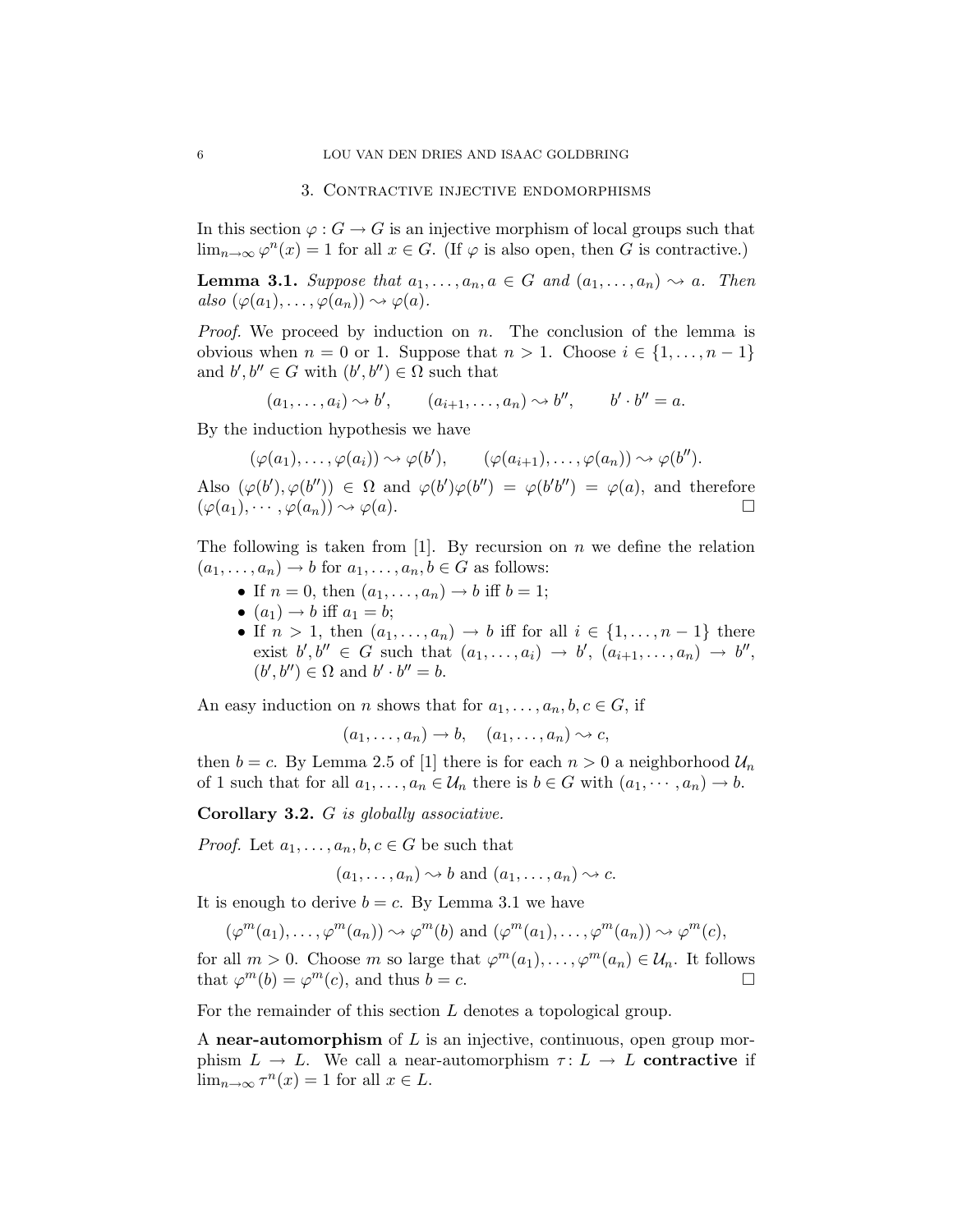## 3. Contractive injective endomorphisms

In this section $\varphi : G \to G$ is an injective morphism of local groups such that $\lim_{n\to\infty} \varphi^n(x) = 1$ for all $x \in G$. (If $\varphi$ is also open, then $G$ is contractive.)

**Lemma 3.1.** *Suppose that $a_1, \dots, a_n, a \in G$ and $(a_1, \dots, a_n) \rightsquigarrow a$. Then also $(\varphi(a_1), \dots, \varphi(a_n)) \rightsquigarrow \varphi(a)$.*

*Proof.* We proceed by induction on $n$. The conclusion of the lemma is obvious when $n = 0$ or 1. Suppose that $n > 1$. Choose $i \in \{1, \dots, n-1\}$ and $b', b'' \in G$ with $(b', b'') \in \Omega$ such that

$$(a_1, \dots, a_i) \rightsquigarrow b', \qquad (a_{i+1}, \dots, a_n) \rightsquigarrow b'', \qquad b' \cdot b'' = a.$$

By the induction hypothesis we have

$$(\varphi(a_1), \dots, \varphi(a_i)) \rightsquigarrow \varphi(b'), \qquad (\varphi(a_{i+1}), \dots, \varphi(a_n)) \rightsquigarrow \varphi(b'').$$

Also $(\varphi(b'), \varphi(b'')) \in \Omega$ and $\varphi(b')\varphi(b'') = \varphi(b'b'') = \varphi(a)$, and therefore $(\varphi(a_1), \cdots, \varphi(a_n)) \rightsquigarrow \varphi(a)$. $\square$

The following is taken from [1]. By recursion on $n$ we define the relation $(a_1, \dots, a_n) \to b$ for $a_1, \dots, a_n, b \in G$ as follows:

- If $n = 0$, then $(a_1, \dots, a_n) \to b$ iff $b = 1$;
- $(a_1) \to b$ iff $a_1 = b$;
- If $n > 1$, then $(a_1, \dots, a_n) \to b$ iff for all $i \in \{1, \dots, n-1\}$ there exist $b', b'' \in G$ such that $(a_1, \dots, a_i) \to b'$, $(a_{i+1}, \dots, a_n) \to b''$, $(b', b'') \in \Omega$ and $b' \cdot b'' = b$.

An easy induction on $n$ shows that for $a_1, \dots, a_n, b, c \in G$, if

$$(a_1, \dots, a_n) \to b, \quad (a_1, \dots, a_n) \rightsquigarrow c,$$

then $b = c$. By Lemma 2.5 of [1] there is for each $n > 0$ a neighborhood $\mathcal{U}_n$ of 1 such that for all $a_1, \dots, a_n \in \mathcal{U}_n$ there is $b \in G$ with $(a_1, \cdots, a_n) \to b$.

**Corollary 3.2.** *$G$ is globally associative.*

*Proof.* Let $a_1, \dots, a_n, b, c \in G$ be such that

$$(a_1, \dots, a_n) \rightsquigarrow b \text{ and } (a_1, \dots, a_n) \rightsquigarrow c.$$

It is enough to derive $b = c$. By Lemma 3.1 we have

$$(\varphi^m(a_1), \dots, \varphi^m(a_n)) \rightsquigarrow \varphi^m(b) \text{ and } (\varphi^m(a_1), \dots, \varphi^m(a_n)) \rightsquigarrow \varphi^m(c),$$

for all $m > 0$. Choose $m$ so large that $\varphi^m(a_1), \dots, \varphi^m(a_n) \in \mathcal{U}_n$. It follows that $\varphi^m(b) = \varphi^m(c)$, and thus $b = c$. $\square$

For the remainder of this section $L$ denotes a topological group.

A **near-automorphism** of $L$ is an injective, continuous, open group morphism $L \to L$. We call a near-automorphism $\tau : L \to L$ **contractive** if $\lim_{n\to\infty} \tau^n(x) = 1$ for all $x \in L$.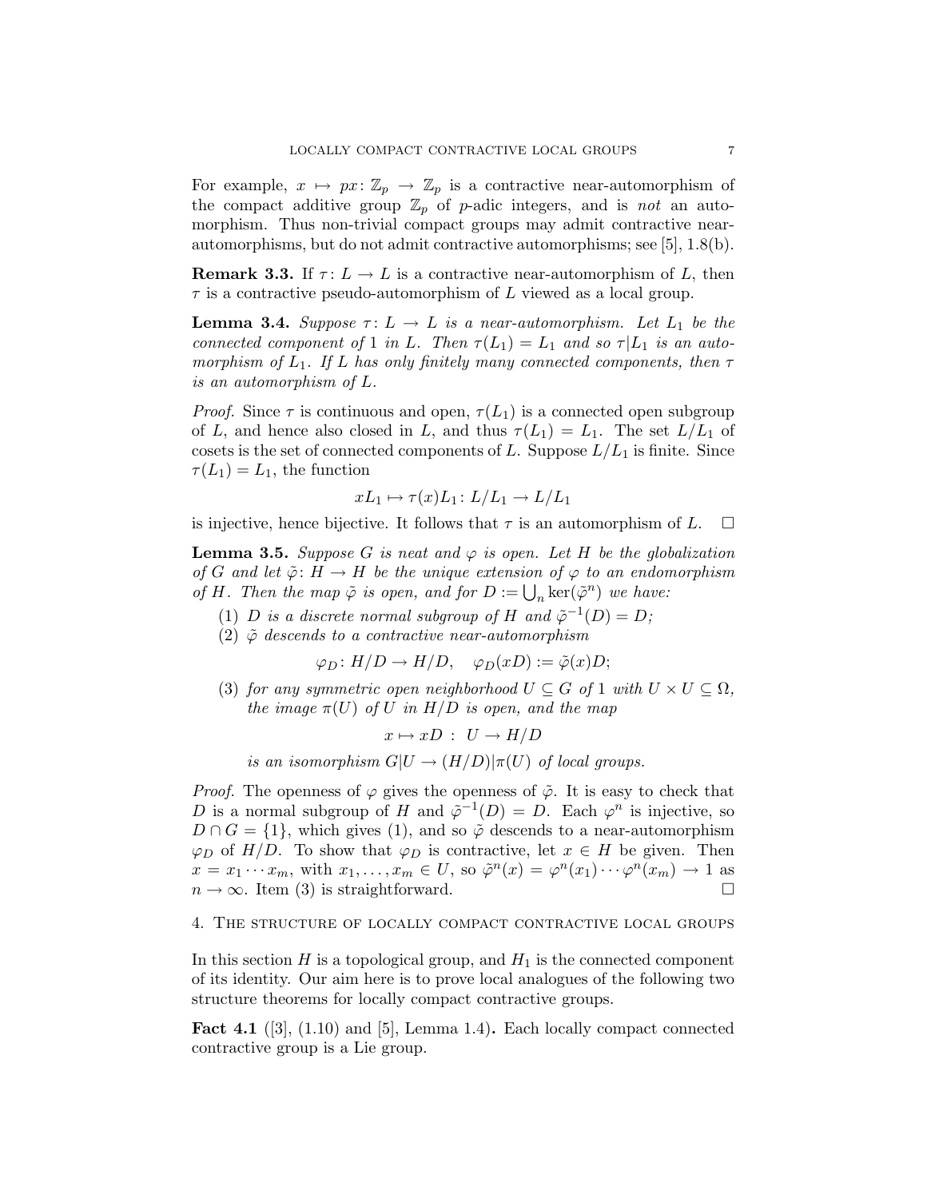For example, $x \mapsto px\colon \mathbb{Z}_p \to \mathbb{Z}_p$ is a contractive near-automorphism of the compact additive group $\mathbb{Z}_p$ of $p$-adic integers, and is *not* an automorphism. Thus non-trivial compact groups may admit contractive near-automorphisms, but do not admit contractive automorphisms; see [5], 1.8(b).

**Remark 3.3.** If $\tau\colon L \to L$ is a contractive near-automorphism of $L$, then $\tau$ is a contractive pseudo-automorphism of $L$ viewed as a local group.

**Lemma 3.4.** *Suppose $\tau\colon L \to L$ is a near-automorphism. Let $L_1$ be the connected component of 1 in $L$. Then $\tau(L_1) = L_1$ and so $\tau|L_1$ is an automorphism of $L_1$. If $L$ has only finitely many connected components, then $\tau$ is an automorphism of $L$.*

*Proof.* Since $\tau$ is continuous and open, $\tau(L_1)$ is a connected open subgroup of $L$, and hence also closed in $L$, and thus $\tau(L_1) = L_1$. The set $L/L_1$ of cosets is the set of connected components of $L$. Suppose $L/L_1$ is finite. Since $\tau(L_1) = L_1$, the function

$$xL_1 \mapsto \tau(x)L_1\colon L/L_1 \to L/L_1$$

is injective, hence bijective. It follows that $\tau$ is an automorphism of $L$. $\square$

**Lemma 3.5.** *Suppose $G$ is neat and $\varphi$ is open. Let $H$ be the globalization of $G$ and let $\tilde{\varphi}\colon H \to H$ be the unique extension of $\varphi$ to an endomorphism of $H$. Then the map $\tilde{\varphi}$ is open, and for $D := \bigcup_n \ker(\tilde{\varphi}^n)$ we have:*

1. *$D$ is a discrete normal subgroup of $H$ and $\tilde{\varphi}^{-1}(D) = D$;*
2. *$\tilde{\varphi}$ descends to a contractive near-automorphism*
$$\varphi_D\colon H/D \to H/D, \quad \varphi_D(xD) := \tilde{\varphi}(x)D;$$
3. *for any symmetric open neighborhood $U \subseteq G$ of 1 with $U \times U \subseteq \Omega$, the image $\pi(U)$ of $U$ in $H/D$ is open, and the map*
$$x \mapsto xD \ : \ U \to H/D$$
*is an isomorphism $G|U \to (H/D)|\pi(U)$ of local groups.*

*Proof.* The openness of $\varphi$ gives the openness of $\tilde{\varphi}$. It is easy to check that $D$ is a normal subgroup of $H$ and $\tilde{\varphi}^{-1}(D) = D$. Each $\varphi^n$ is injective, so $D \cap G = \{1\}$, which gives (1), and so $\tilde{\varphi}$ descends to a near-automorphism $\varphi_D$ of $H/D$. To show that $\varphi_D$ is contractive, let $x \in H$ be given. Then $x = x_1 \cdots x_m$, with $x_1, \ldots, x_m \in U$, so $\tilde{\varphi}^n(x) = \varphi^n(x_1) \cdots \varphi^n(x_m) \to 1$ as $n \to \infty$. Item (3) is straightforward. $\square$

## 4. The structure of locally compact contractive local groups

In this section $H$ is a topological group, and $H_1$ is the connected component of its identity. Our aim here is to prove local analogues of the following two structure theorems for locally compact contractive groups.

**Fact 4.1** ([3], (1.10) and [5], Lemma 1.4)**.** Each locally compact connected contractive group is a Lie group.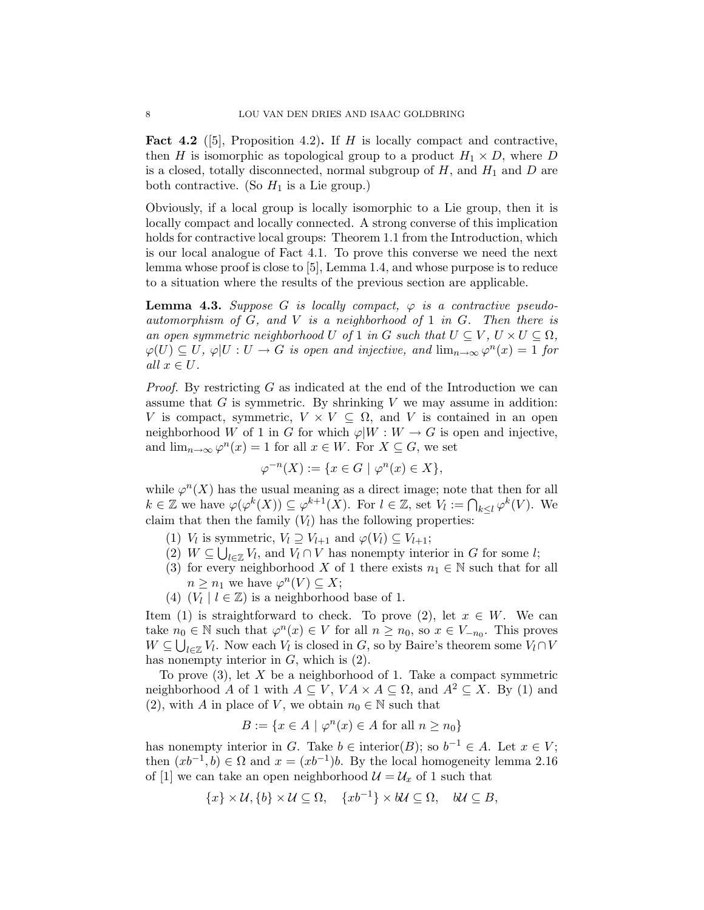**Fact 4.2** ([5], Proposition 4.2)**.** If $H$ is locally compact and contractive, then $H$ is isomorphic as topological group to a product $H_1 \times D$, where $D$ is a closed, totally disconnected, normal subgroup of $H$, and $H_1$ and $D$ are both contractive. (So $H_1$ is a Lie group.)

Obviously, if a local group is locally isomorphic to a Lie group, then it is locally compact and locally connected. A strong converse of this implication holds for contractive local groups: Theorem 1.1 from the Introduction, which is our local analogue of Fact 4.1. To prove this converse we need the next lemma whose proof is close to [5], Lemma 1.4, and whose purpose is to reduce to a situation where the results of the previous section are applicable.

**Lemma 4.3.** *Suppose $G$ is locally compact, $\varphi$ is a contractive pseudo-automorphism of $G$, and $V$ is a neighborhood of $1$ in $G$. Then there is an open symmetric neighborhood $U$ of $1$ in $G$ such that $U \subseteq V$, $U \times U \subseteq \Omega$, $\varphi(U) \subseteq U$, $\varphi|U : U \to G$ is open and injective, and $\lim_{n\to\infty} \varphi^n(x) = 1$ for all $x \in U$.*

*Proof.* By restricting $G$ as indicated at the end of the Introduction we can assume that $G$ is symmetric. By shrinking $V$ we may assume in addition: $V$ is compact, symmetric, $V \times V \subseteq \Omega$, and $V$ is contained in an open neighborhood $W$ of $1$ in $G$ for which $\varphi|W : W \to G$ is open and injective, and $\lim_{n\to\infty} \varphi^n(x) = 1$ for all $x \in W$. For $X \subseteq G$, we set

$$\varphi^{-n}(X) := \{x \in G \mid \varphi^n(x) \in X\},$$

while $\varphi^n(X)$ has the usual meaning as a direct image; note that then for all $k \in \mathbb{Z}$ we have $\varphi(\varphi^k(X)) \subseteq \varphi^{k+1}(X)$. For $l \in \mathbb{Z}$, set $V_l := \bigcap_{k \le l} \varphi^k(V)$. We claim that then the family $(V_l)$ has the following properties:

1. $V_l$ is symmetric, $V_l \supseteq V_{l+1}$ and $\varphi(V_l) \subseteq V_{l+1}$;
2. $W \subseteq \bigcup_{l \in \mathbb{Z}} V_l$, and $V_l \cap V$ has nonempty interior in $G$ for some $l$;
3. for every neighborhood $X$ of $1$ there exists $n_1 \in \mathbb{N}$ such that for all $n \ge n_1$ we have $\varphi^n(V) \subseteq X$;
4. $(V_l \mid l \in \mathbb{Z})$ is a neighborhood base of $1$.

Item (1) is straightforward to check. To prove (2), let $x \in W$. We can take $n_0 \in \mathbb{N}$ such that $\varphi^n(x) \in V$ for all $n \ge n_0$, so $x \in V_{-n_0}$. This proves $W \subseteq \bigcup_{l \in \mathbb{Z}} V_l$. Now each $V_l$ is closed in $G$, so by Baire's theorem some $V_l \cap V$ has nonempty interior in $G$, which is (2).

To prove (3), let $X$ be a neighborhood of $1$. Take a compact symmetric neighborhood $A$ of $1$ with $A \subseteq V$, $VA \times A \subseteq \Omega$, and $A^2 \subseteq X$. By (1) and (2), with $A$ in place of $V$, we obtain $n_0 \in \mathbb{N}$ such that

$$B := \{x \in A \mid \varphi^n(x) \in A \text{ for all } n \ge n_0\}$$

has nonempty interior in $G$. Take $b \in \text{interior}(B)$; so $b^{-1} \in A$. Let $x \in V$; then $(xb^{-1}, b) \in \Omega$ and $x = (xb^{-1})b$. By the local homogeneity lemma 2.16 of [1] we can take an open neighborhood $\mathcal{U} = \mathcal{U}_x$ of $1$ such that

$$\{x\} \times \mathcal{U}, \{b\} \times \mathcal{U} \subseteq \Omega, \quad \{xb^{-1}\} \times b\mathcal{U} \subseteq \Omega, \quad b\mathcal{U} \subseteq B,$$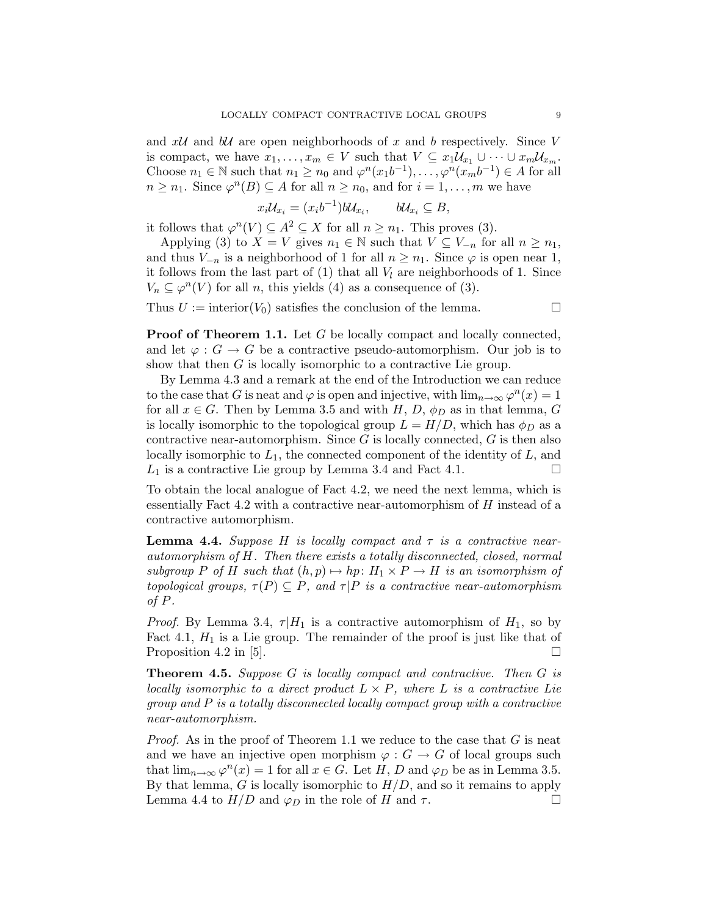and $x\mathcal{U}$ and $b\mathcal{U}$ are open neighborhoods of $x$ and $b$ respectively. Since $V$ is compact, we have $x_1, \dots, x_m \in V$ such that $V \subseteq x_1\mathcal{U}_{x_1} \cup \dots \cup x_m\mathcal{U}_{x_m}$. Choose $n_1 \in \mathbb{N}$ such that $n_1 \geq n_0$ and $\varphi^n(x_1 b^{-1}), \dots, \varphi^n(x_m b^{-1}) \in A$ for all $n \geq n_1$. Since $\varphi^n(B) \subseteq A$ for all $n \geq n_0$, and for $i = 1, \dots, m$ we have

$$x_i\mathcal{U}_{x_i} = (x_i b^{-1})b\mathcal{U}_{x_i}, \qquad b\mathcal{U}_{x_i} \subseteq B,$$

it follows that $\varphi^n(V) \subseteq A^2 \subseteq X$ for all $n \geq n_1$. This proves (3).

Applying (3) to $X = V$ gives $n_1 \in \mathbb{N}$ such that $V \subseteq V_{-n}$ for all $n \geq n_1$, and thus $V_{-n}$ is a neighborhood of 1 for all $n \geq n_1$. Since $\varphi$ is open near 1, it follows from the last part of (1) that all $V_l$ are neighborhoods of 1. Since $V_n \subseteq \varphi^n(V)$ for all $n$, this yields (4) as a consequence of (3).

Thus $U := \text{interior}(V_0)$ satisfies the conclusion of the lemma. □

**Proof of Theorem 1.1.** Let $G$ be locally compact and locally connected, and let $\varphi : G \to G$ be a contractive pseudo-automorphism. Our job is to show that then $G$ is locally isomorphic to a contractive Lie group.

By Lemma 4.3 and a remark at the end of the Introduction we can reduce to the case that $G$ is neat and $\varphi$ is open and injective, with $\lim_{n\to\infty} \varphi^n(x) = 1$ for all $x \in G$. Then by Lemma 3.5 and with $H$, $D$, $\phi_D$ as in that lemma, $G$ is locally isomorphic to the topological group $L = H/D$, which has $\phi_D$ as a contractive near-automorphism. Since $G$ is locally connected, $G$ is then also locally isomorphic to $L_1$, the connected component of the identity of $L$, and $L_1$ is a contractive Lie group by Lemma 3.4 and Fact 4.1. □

To obtain the local analogue of Fact 4.2, we need the next lemma, which is essentially Fact 4.2 with a contractive near-automorphism of $H$ instead of a contractive automorphism.

**Lemma 4.4.** *Suppose $H$ is locally compact and $\tau$ is a contractive near-automorphism of $H$. Then there exists a totally disconnected, closed, normal subgroup $P$ of $H$ such that $(h, p) \mapsto hp \colon H_1 \times P \to H$ is an isomorphism of topological groups, $\tau(P) \subseteq P$, and $\tau|P$ is a contractive near-automorphism of $P$.*

*Proof.* By Lemma 3.4, $\tau|H_1$ is a contractive automorphism of $H_1$, so by Fact 4.1, $H_1$ is a Lie group. The remainder of the proof is just like that of Proposition 4.2 in [5]. □

**Theorem 4.5.** *Suppose $G$ is locally compact and contractive. Then $G$ is locally isomorphic to a direct product $L \times P$, where $L$ is a contractive Lie group and $P$ is a totally disconnected locally compact group with a contractive near-automorphism.*

*Proof.* As in the proof of Theorem 1.1 we reduce to the case that $G$ is neat and we have an injective open morphism $\varphi : G \to G$ of local groups such that $\lim_{n\to\infty} \varphi^n(x) = 1$ for all $x \in G$. Let $H$, $D$ and $\varphi_D$ be as in Lemma 3.5. By that lemma, $G$ is locally isomorphic to $H/D$, and so it remains to apply Lemma 4.4 to $H/D$ and $\varphi_D$ in the role of $H$ and $\tau$. □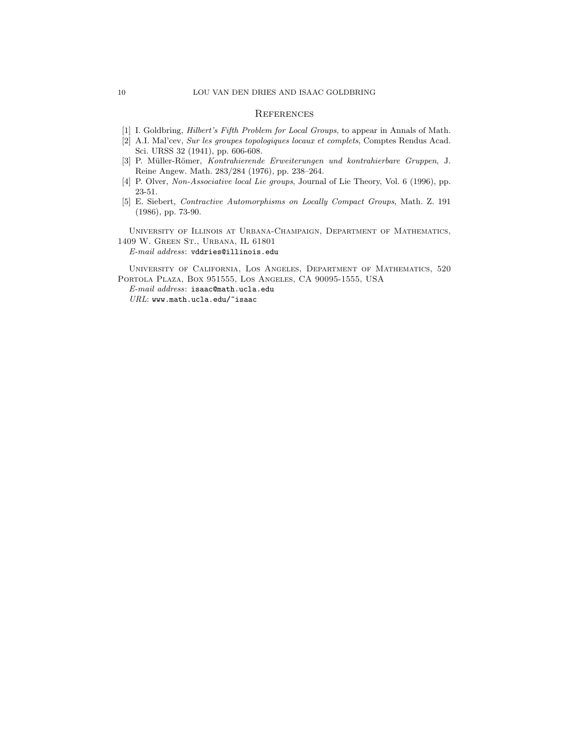## References

[1] I. Goldbring, *Hilbert's Fifth Problem for Local Groups*, to appear in Annals of Math.

[2] A.I. Mal'cev, *Sur les groupes topologiques locaux et complets*, Comptes Rendus Acad. Sci. URSS 32 (1941), pp. 606-608.

[3] P. Müller-Römer, *Kontrahierende Erweiterungen und kontrahierbare Gruppen*, J. Reine Angew. Math. 283/284 (1976), pp. 238–264.

[4] P. Olver, *Non-Associative local Lie groups*, Journal of Lie Theory, Vol. 6 (1996), pp. 23-51.

[5] E. Siebert, *Contractive Automorphisms on Locally Compact Groups*, Math. Z. 191 (1986), pp. 73-90.

University of Illinois at Urbana-Champaign, Department of Mathematics, 1409 W. Green St., Urbana, IL 61801

*E-mail address*: vddries@illinois.edu

University of California, Los Angeles, Department of Mathematics, 520 Portola Plaza, Box 951555, Los Angeles, CA 90095-1555, USA

*E-mail address*: isaac@math.ucla.edu

*URL*: www.math.ucla.edu/~isaac